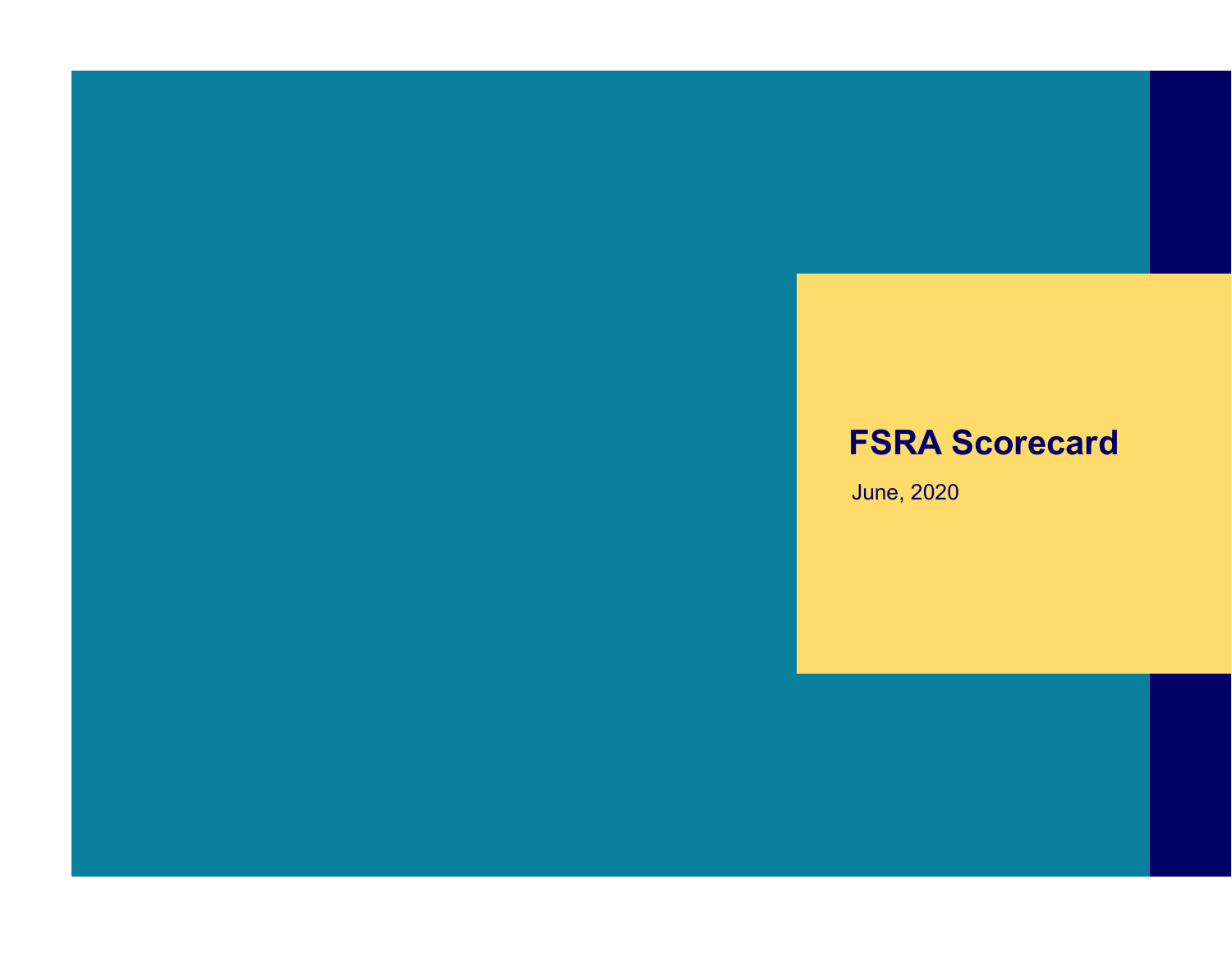# FSRA Scorecard

June, 2020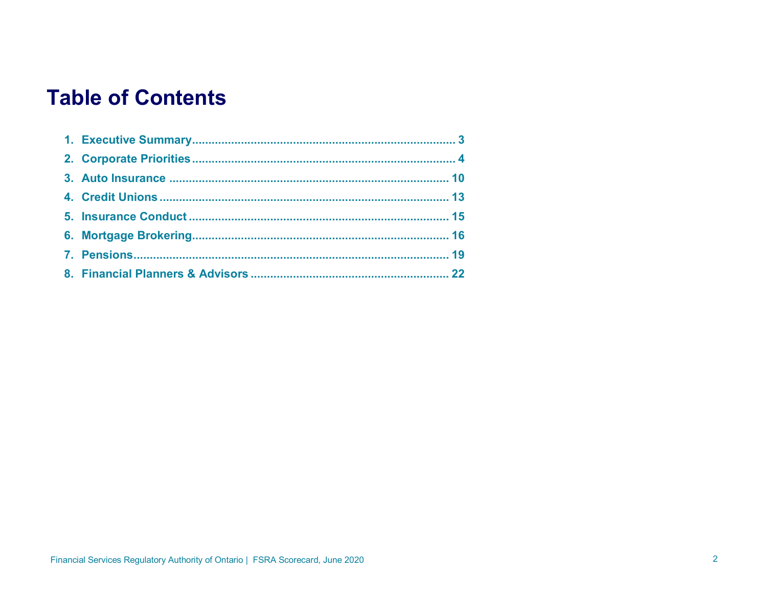# Table of Contents

1. Executive Summary ........................................................................ 3
2. Corporate Priorities ........................................................................ 4
3. Auto Insurance ........................................................................ 10
4. Credit Unions ........................................................................ 13
5. Insurance Conduct ........................................................................ 15
6. Mortgage Brokering ........................................................................ 16
7. Pensions ........................................................................ 19
8. Financial Planners & Advisors ........................................................................ 22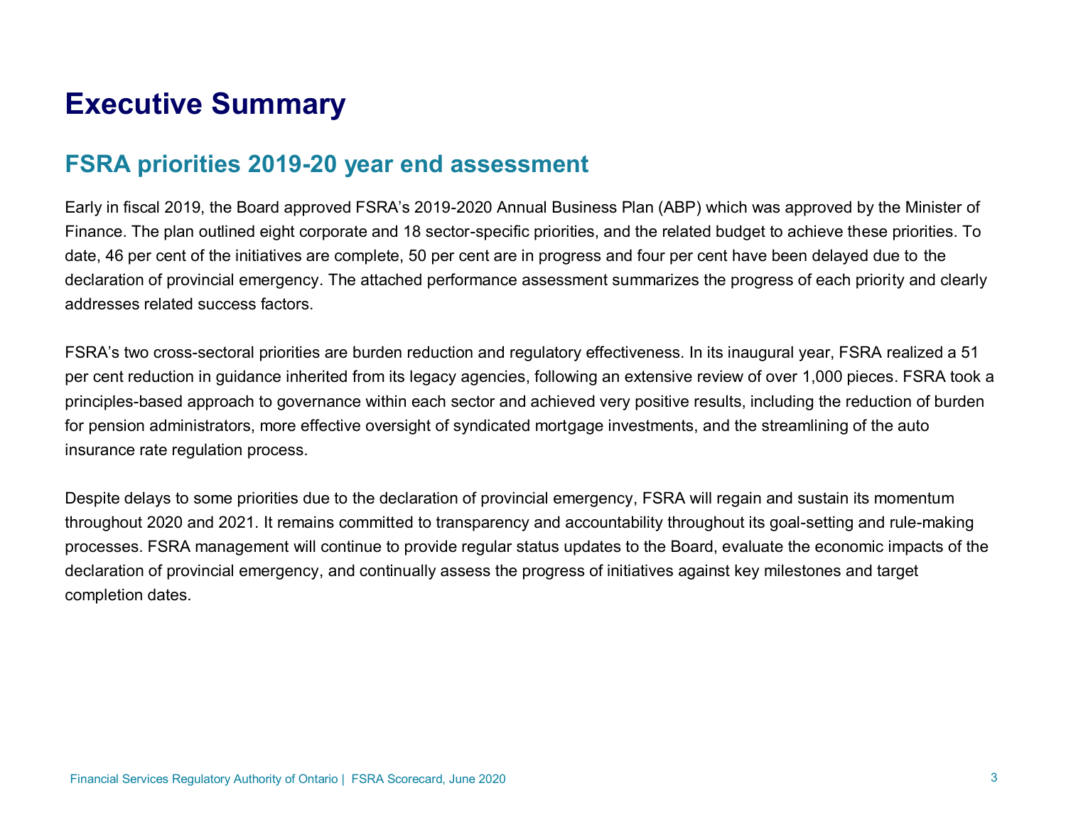# Executive Summary

## FSRA priorities 2019-20 year end assessment

Early in fiscal 2019, the Board approved FSRA's 2019-2020 Annual Business Plan (ABP) which was approved by the Minister of Finance. The plan outlined eight corporate and 18 sector-specific priorities, and the related budget to achieve these priorities. To date, 46 per cent of the initiatives are complete, 50 per cent are in progress and four per cent have been delayed due to the declaration of provincial emergency. The attached performance assessment summarizes the progress of each priority and clearly addresses related success factors.

FSRA's two cross-sectoral priorities are burden reduction and regulatory effectiveness. In its inaugural year, FSRA realized a 51 per cent reduction in guidance inherited from its legacy agencies, following an extensive review of over 1,000 pieces. FSRA took a principles-based approach to governance within each sector and achieved very positive results, including the reduction of burden for pension administrators, more effective oversight of syndicated mortgage investments, and the streamlining of the auto insurance rate regulation process.

Despite delays to some priorities due to the declaration of provincial emergency, FSRA will regain and sustain its momentum throughout 2020 and 2021. It remains committed to transparency and accountability throughout its goal-setting and rule-making processes. FSRA management will continue to provide regular status updates to the Board, evaluate the economic impacts of the declaration of provincial emergency, and continually assess the progress of initiatives against key milestones and target completion dates.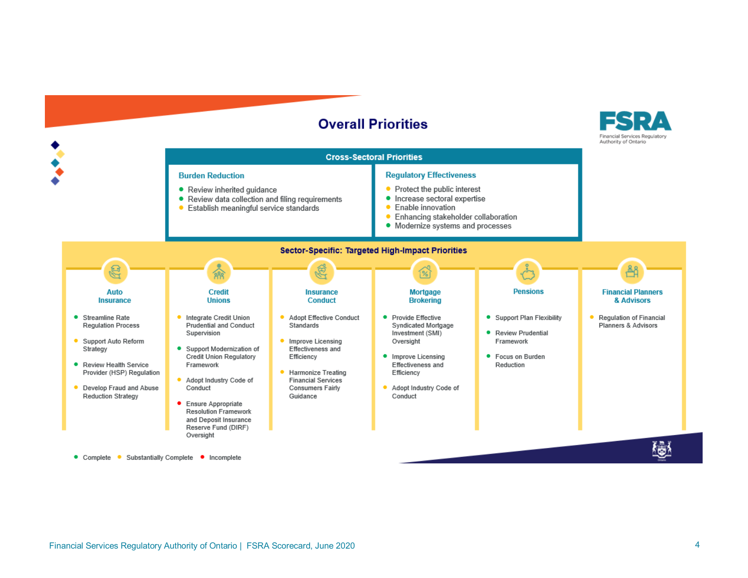# Overall Priorities

## Cross-Sectoral Priorities

### Burden Reduction

- ● Review inherited guidance
- ● Review data collection and filing requirements
- ● Establish meaningful service standards

### Regulatory Effectiveness

- ● Protect the public interest
- ● Increase sectoral expertise
- ● Enable innovation
- ● Enhancing stakeholder collaboration
- ● Modernize systems and processes

## Sector-Specific: Targeted High-Impact Priorities

### Auto Insurance

- ● Streamline Rate Regulation Process
- ● Support Auto Reform Strategy
- ● Review Health Service Provider (HSP) Regulation
- ● Develop Fraud and Abuse Reduction Strategy

### Credit Unions

- ● Integrate Credit Union Prudential and Conduct Supervision
- ● Support Modernization of Credit Union Regulatory Framework
- ● Adopt Industry Code of Conduct
- ● Ensure Appropriate Resolution Framework and Deposit Insurance Reserve Fund (DIRF) Oversight

### Insurance Conduct

- ● Adopt Effective Conduct Standards
- ● Improve Licensing Effectiveness and Efficiency
- ● Harmonize Treating Financial Services Consumers Fairly Guidance

### Mortgage Brokering

- ● Provide Effective Syndicated Mortgage Investment (SMI) Oversight
- ● Improve Licensing Effectiveness and Efficiency
- ● Adopt Industry Code of Conduct

### Pensions

- ● Support Plan Flexibility
- ● Review Prudential Framework
- ● Focus on Burden Reduction

### Financial Planners & Advisors

- ● Regulation of Financial Planners & Advisors

● Complete ● Substantially Complete ● Incomplete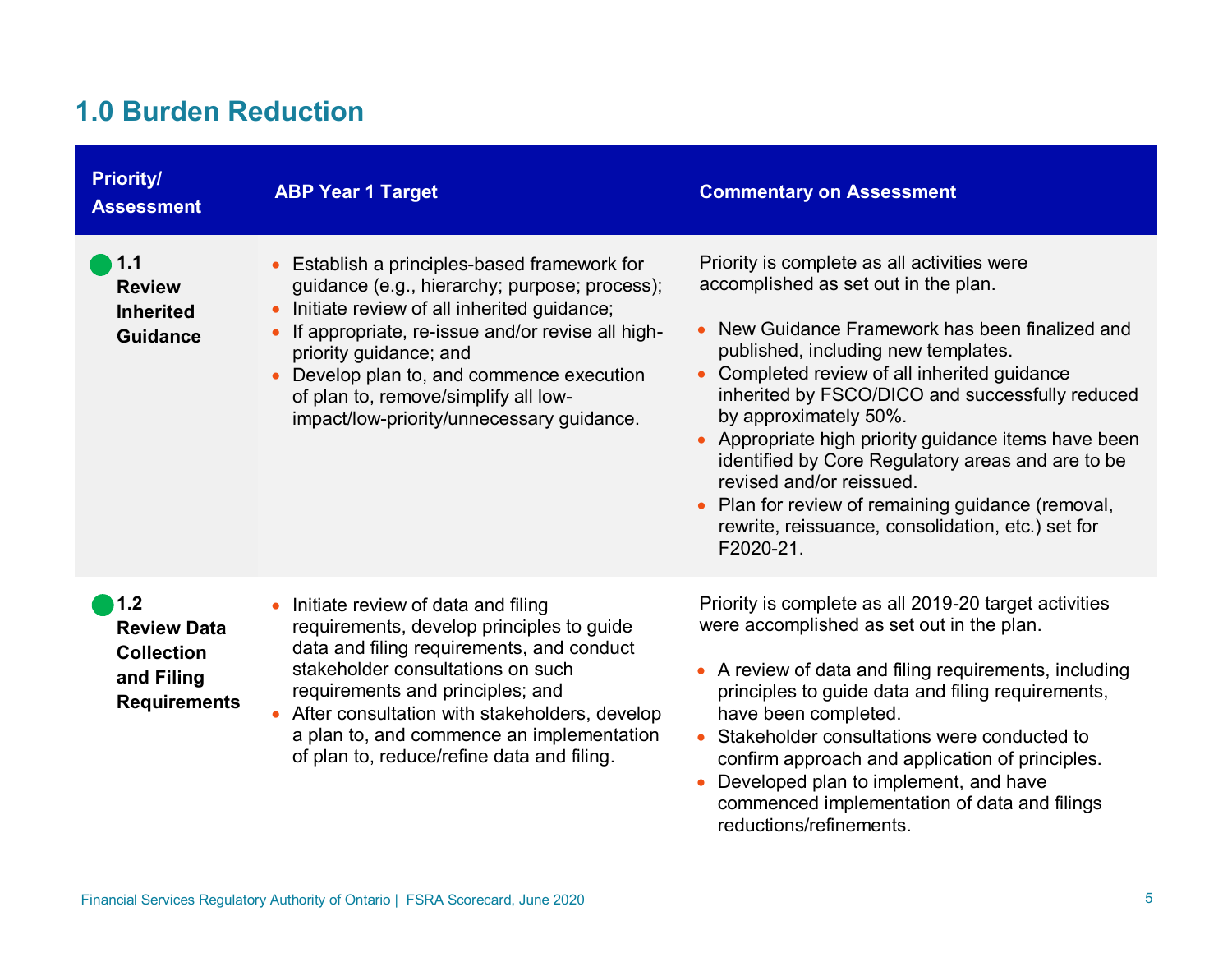## 1.0 Burden Reduction

| Priority/ Assessment | ABP Year 1 Target | Commentary on Assessment |
|---|---|---|
| **1.1 Review Inherited Guidance** | • Establish a principles-based framework for guidance (e.g., hierarchy; purpose; process);<br>• Initiate review of all inherited guidance;<br>• If appropriate, re-issue and/or revise all high-priority guidance; and<br>• Develop plan to, and commence execution of plan to, remove/simplify all low-impact/low-priority/unnecessary guidance. | Priority is complete as all activities were accomplished as set out in the plan.<br><br>• New Guidance Framework has been finalized and published, including new templates.<br>• Completed review of all inherited guidance inherited by FSCO/DICO and successfully reduced by approximately 50%.<br>• Appropriate high priority guidance items have been identified by Core Regulatory areas and are to be revised and/or reissued.<br>• Plan for review of remaining guidance (removal, rewrite, reissuance, consolidation, etc.) set for F2020-21. |
| **1.2 Review Data Collection and Filing Requirements** | • Initiate review of data and filing requirements, develop principles to guide data and filing requirements, and conduct stakeholder consultations on such requirements and principles; and<br>• After consultation with stakeholders, develop a plan to, and commence an implementation of plan to, reduce/refine data and filing. | Priority is complete as all 2019-20 target activities were accomplished as set out in the plan.<br><br>• A review of data and filing requirements, including principles to guide data and filing requirements, have been completed.<br>• Stakeholder consultations were conducted to confirm approach and application of principles.<br>• Developed plan to implement, and have commenced implementation of data and filings reductions/refinements. |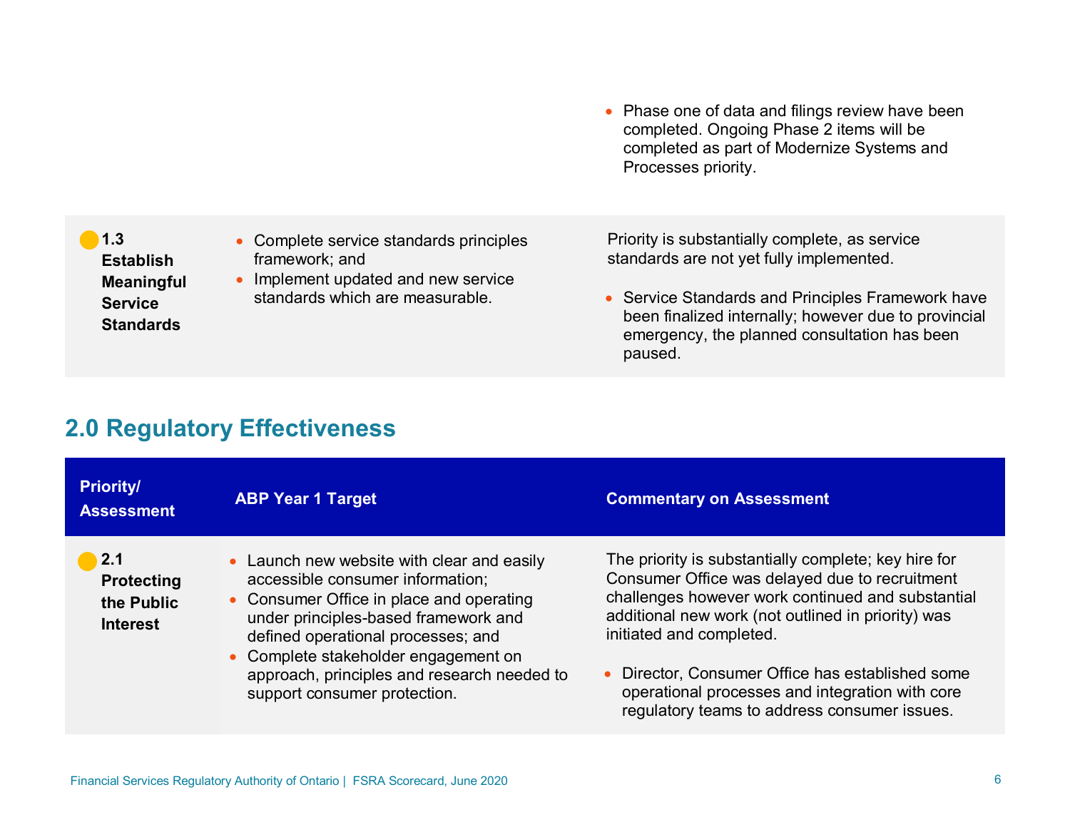| | | |
|---|---|---|
| | | • Phase one of data and filings review have been completed. Ongoing Phase 2 items will be completed as part of Modernize Systems and Processes priority. |
| **1.3 Establish Meaningful Service Standards** | • Complete service standards principles framework; and<br>• Implement updated and new service standards which are measurable. | Priority is substantially complete, as service standards are not yet fully implemented.<br><br>• Service Standards and Principles Framework have been finalized internally; however due to provincial emergency, the planned consultation has been paused. |

## 2.0 Regulatory Effectiveness

| Priority/ Assessment | ABP Year 1 Target | Commentary on Assessment |
|---|---|---|
| **2.1 Protecting the Public Interest** | • Launch new website with clear and easily accessible consumer information;<br>• Consumer Office in place and operating under principles-based framework and defined operational processes; and<br>• Complete stakeholder engagement on approach, principles and research needed to support consumer protection. | The priority is substantially complete; key hire for Consumer Office was delayed due to recruitment challenges however work continued and substantial additional new work (not outlined in priority) was initiated and completed.<br><br>• Director, Consumer Office has established some operational processes and integration with core regulatory teams to address consumer issues. |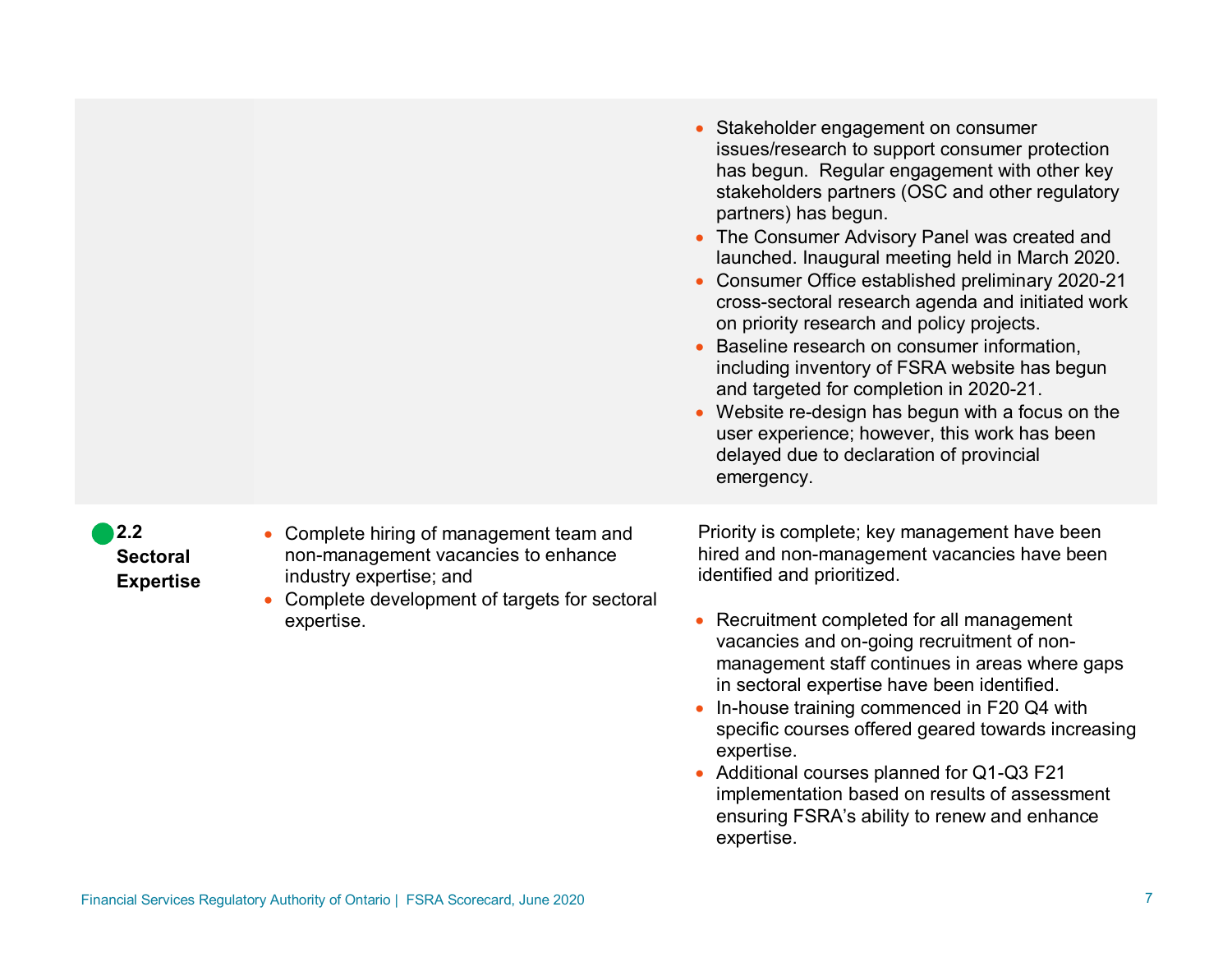| | | |
|---|---|---|
| | | • Stakeholder engagement on consumer issues/research to support consumer protection has begun. Regular engagement with other key stakeholders partners (OSC and other regulatory partners) has begun.<br>• The Consumer Advisory Panel was created and launched. Inaugural meeting held in March 2020.<br>• Consumer Office established preliminary 2020-21 cross-sectoral research agenda and initiated work on priority research and policy projects.<br>• Baseline research on consumer information, including inventory of FSRA website has begun and targeted for completion in 2020-21.<br>• Website re-design has begun with a focus on the user experience; however, this work has been delayed due to declaration of provincial emergency. |
| **2.2 Sectoral Expertise** | • Complete hiring of management team and non-management vacancies to enhance industry expertise; and<br>• Complete development of targets for sectoral expertise. | Priority is complete; key management have been hired and non-management vacancies have been identified and prioritized.<br><br>• Recruitment completed for all management vacancies and on-going recruitment of non-management staff continues in areas where gaps in sectoral expertise have been identified.<br>• In-house training commenced in F20 Q4 with specific courses offered geared towards increasing expertise.<br>• Additional courses planned for Q1-Q3 F21 implementation based on results of assessment ensuring FSRA's ability to renew and enhance expertise. |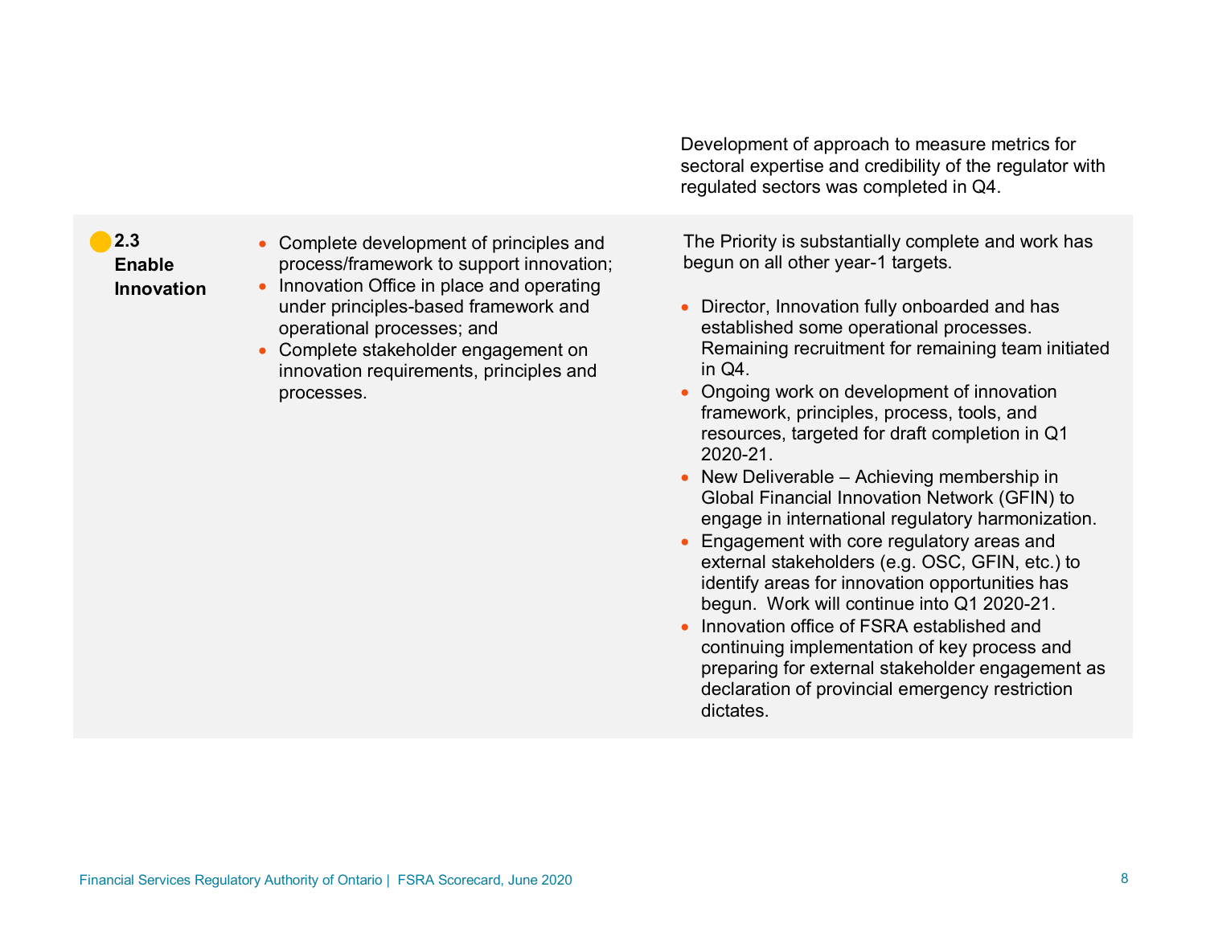Development of approach to measure metrics for sectoral expertise and credibility of the regulator with regulated sectors was completed in Q4.

| Priority | Targets | Status |
|---|---|---|
| **2.3 Enable Innovation** | • Complete development of principles and process/framework to support innovation;<br>• Innovation Office in place and operating under principles-based framework and operational processes; and<br>• Complete stakeholder engagement on innovation requirements, principles and processes. | The Priority is substantially complete and work has begun on all other year-1 targets.<br><br>• Director, Innovation fully onboarded and has established some operational processes. Remaining recruitment for remaining team initiated in Q4.<br>• Ongoing work on development of innovation framework, principles, process, tools, and resources, targeted for draft completion in Q1 2020-21.<br>• New Deliverable – Achieving membership in Global Financial Innovation Network (GFIN) to engage in international regulatory harmonization.<br>• Engagement with core regulatory areas and external stakeholders (e.g. OSC, GFIN, etc.) to identify areas for innovation opportunities has begun. Work will continue into Q1 2020-21.<br>• Innovation office of FSRA established and continuing implementation of key process and preparing for external stakeholder engagement as declaration of provincial emergency restriction dictates. |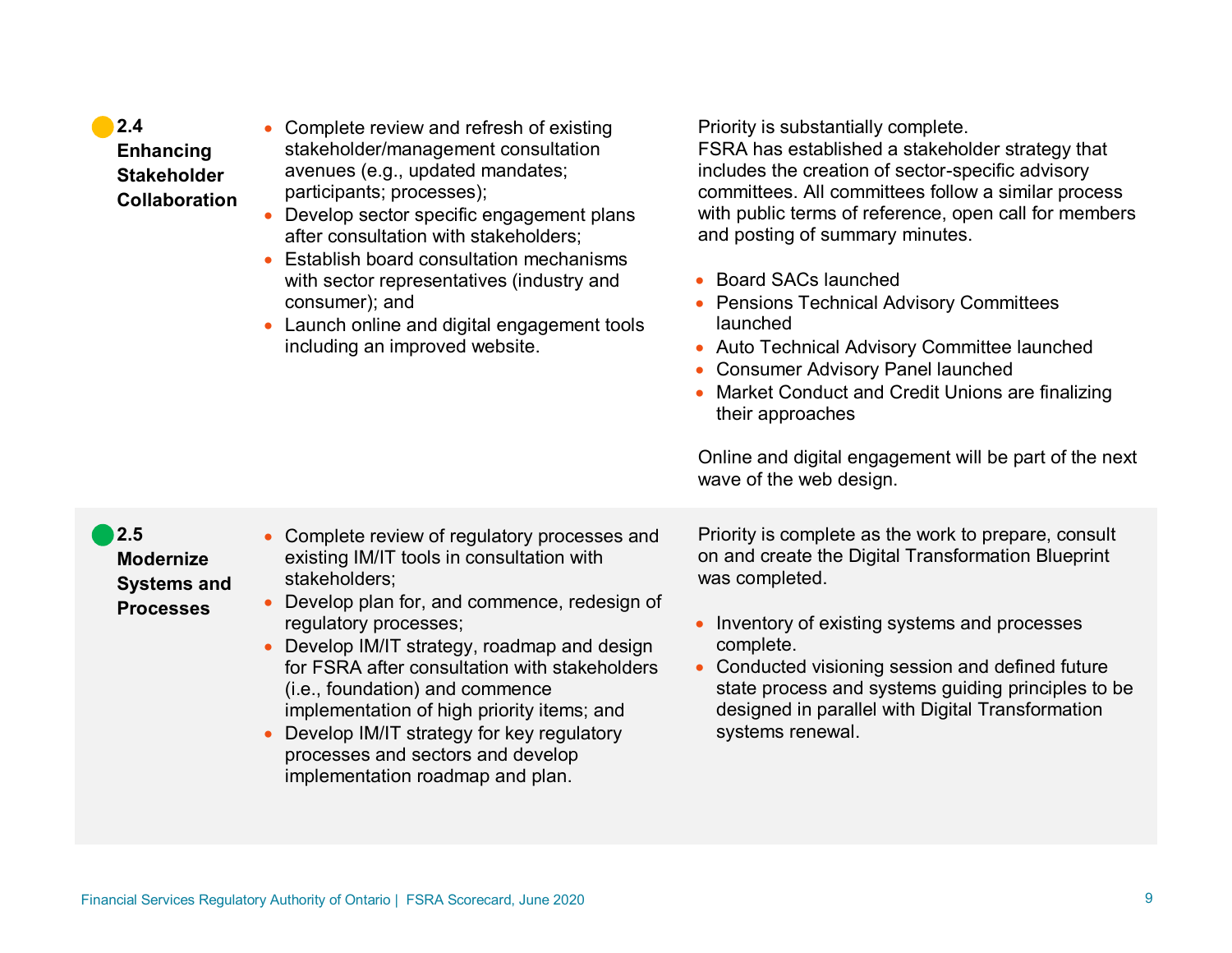| Priority | Deliverables | Status |
|---|---|---|
| **2.4 Enhancing Stakeholder Collaboration** | • Complete review and refresh of existing stakeholder/management consultation avenues (e.g., updated mandates; participants; processes);<br>• Develop sector specific engagement plans after consultation with stakeholders;<br>• Establish board consultation mechanisms with sector representatives (industry and consumer); and<br>• Launch online and digital engagement tools including an improved website. | Priority is substantially complete.<br>FSRA has established a stakeholder strategy that includes the creation of sector-specific advisory committees. All committees follow a similar process with public terms of reference, open call for members and posting of summary minutes.<br><br>• Board SACs launched<br>• Pensions Technical Advisory Committees launched<br>• Auto Technical Advisory Committee launched<br>• Consumer Advisory Panel launched<br>• Market Conduct and Credit Unions are finalizing their approaches<br><br>Online and digital engagement will be part of the next wave of the web design. |
| **2.5 Modernize Systems and Processes** | • Complete review of regulatory processes and existing IM/IT tools in consultation with stakeholders;<br>• Develop plan for, and commence, redesign of regulatory processes;<br>• Develop IM/IT strategy, roadmap and design for FSRA after consultation with stakeholders (i.e., foundation) and commence implementation of high priority items; and<br>• Develop IM/IT strategy for key regulatory processes and sectors and develop implementation roadmap and plan. | Priority is complete as the work to prepare, consult on and create the Digital Transformation Blueprint was completed.<br><br>• Inventory of existing systems and processes complete.<br>• Conducted visioning session and defined future state process and systems guiding principles to be designed in parallel with Digital Transformation systems renewal. |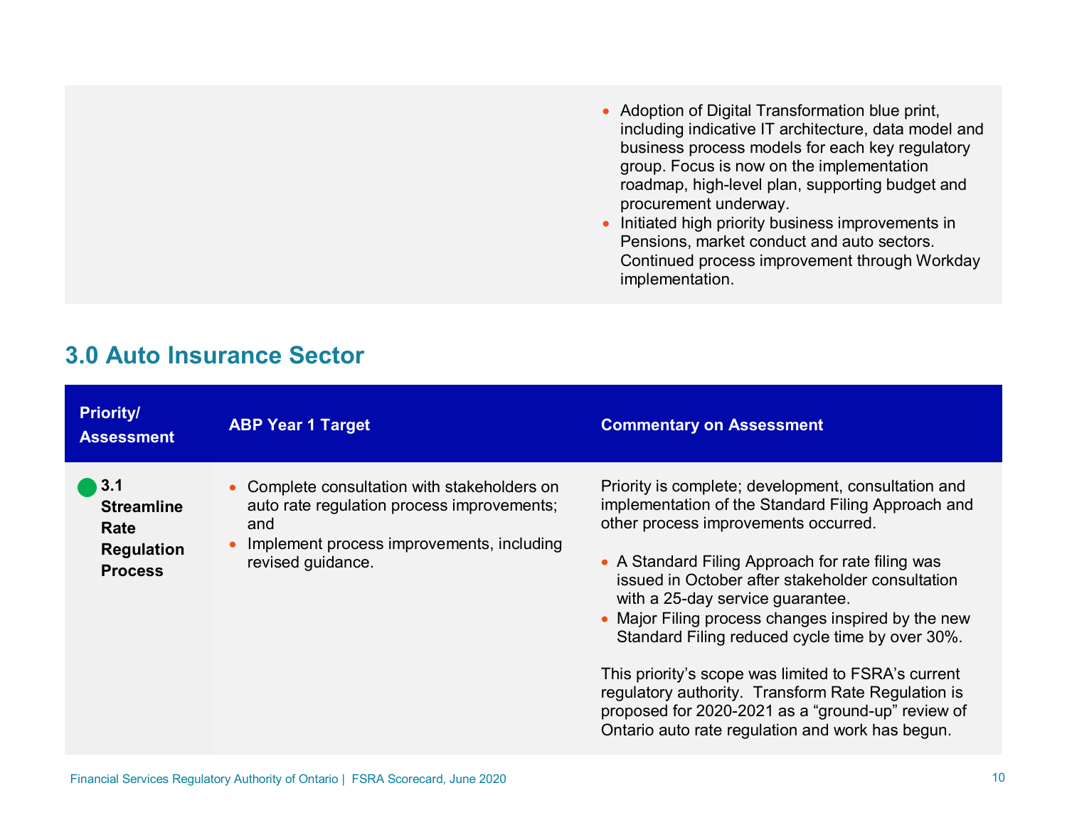- Adoption of Digital Transformation blue print, including indicative IT architecture, data model and business process models for each key regulatory group. Focus is now on the implementation roadmap, high-level plan, supporting budget and procurement underway.
- Initiated high priority business improvements in Pensions, market conduct and auto sectors. Continued process improvement through Workday implementation.

## 3.0 Auto Insurance Sector

| Priority/ Assessment | ABP Year 1 Target | Commentary on Assessment |
| --- | --- | --- |
| 3.1 Streamline Rate Regulation Process | • Complete consultation with stakeholders on auto rate regulation process improvements; and<br>• Implement process improvements, including revised guidance. | Priority is complete; development, consultation and implementation of the Standard Filing Approach and other process improvements occurred.<br><br>• A Standard Filing Approach for rate filing was issued in October after stakeholder consultation with a 25-day service guarantee.<br>• Major Filing process changes inspired by the new Standard Filing reduced cycle time by over 30%.<br><br>This priority's scope was limited to FSRA's current regulatory authority. Transform Rate Regulation is proposed for 2020-2021 as a "ground-up" review of Ontario auto rate regulation and work has begun. |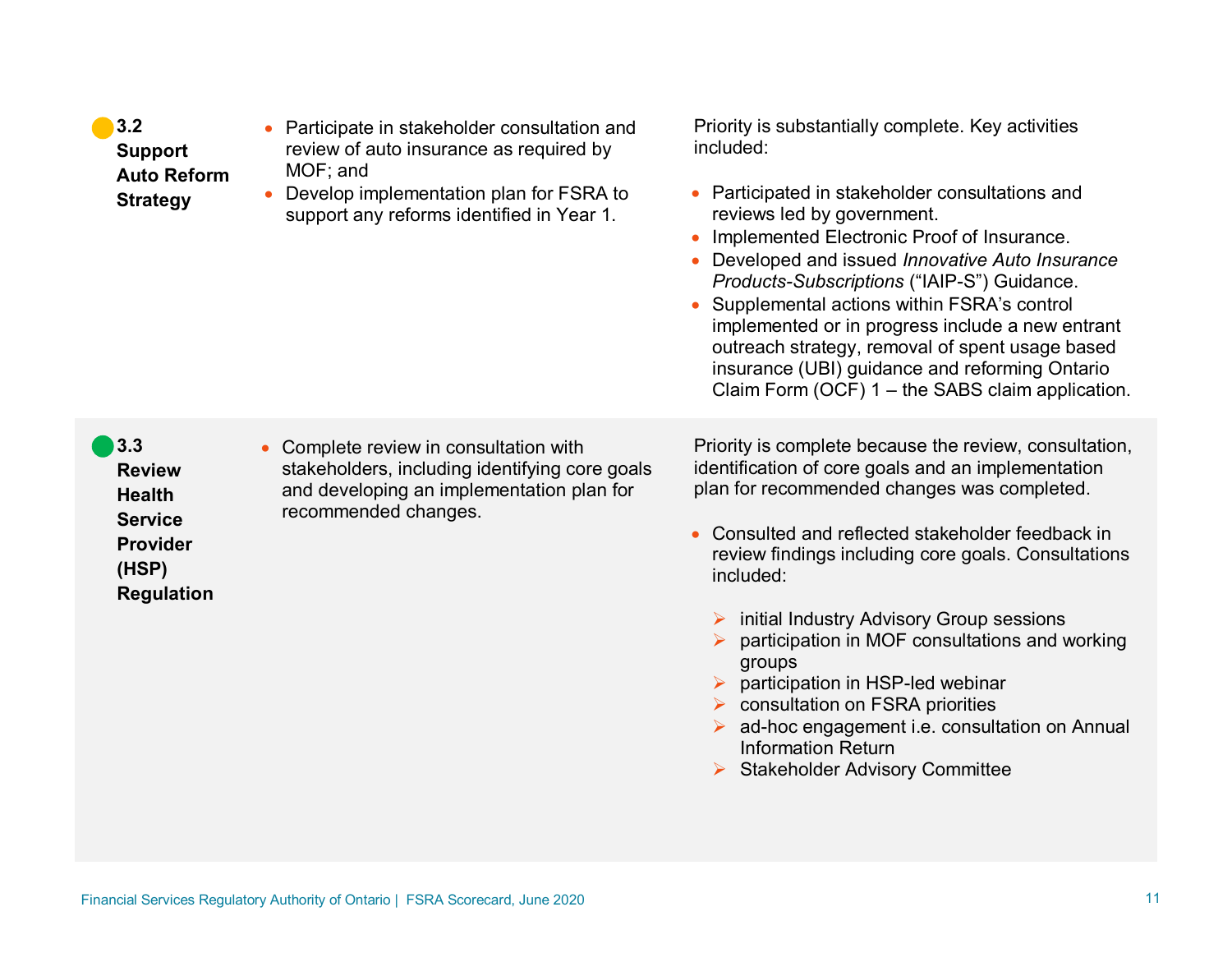| Priority | Year 1 Deliverables | Status |
|---|---|---|
| **3.2 Support Auto Reform Strategy** | • Participate in stakeholder consultation and review of auto insurance as required by MOF; and<br>• Develop implementation plan for FSRA to support any reforms identified in Year 1. | Priority is substantially complete. Key activities included:<br><br>• Participated in stakeholder consultations and reviews led by government.<br>• Implemented Electronic Proof of Insurance.<br>• Developed and issued *Innovative Auto Insurance Products-Subscriptions* (“IAIP-S”) Guidance.<br>• Supplemental actions within FSRA’s control implemented or in progress include a new entrant outreach strategy, removal of spent usage based insurance (UBI) guidance and reforming Ontario Claim Form (OCF) 1 – the SABS claim application. |
| **3.3 Review Health Service Provider (HSP) Regulation** | • Complete review in consultation with stakeholders, including identifying core goals and developing an implementation plan for recommended changes. | Priority is complete because the review, consultation, identification of core goals and an implementation plan for recommended changes was completed.<br><br>• Consulted and reflected stakeholder feedback in review findings including core goals. Consultations included:<br>➢ initial Industry Advisory Group sessions<br>➢ participation in MOF consultations and working groups<br>➢ participation in HSP-led webinar<br>➢ consultation on FSRA priorities<br>➢ ad-hoc engagement i.e. consultation on Annual Information Return<br>➢ Stakeholder Advisory Committee |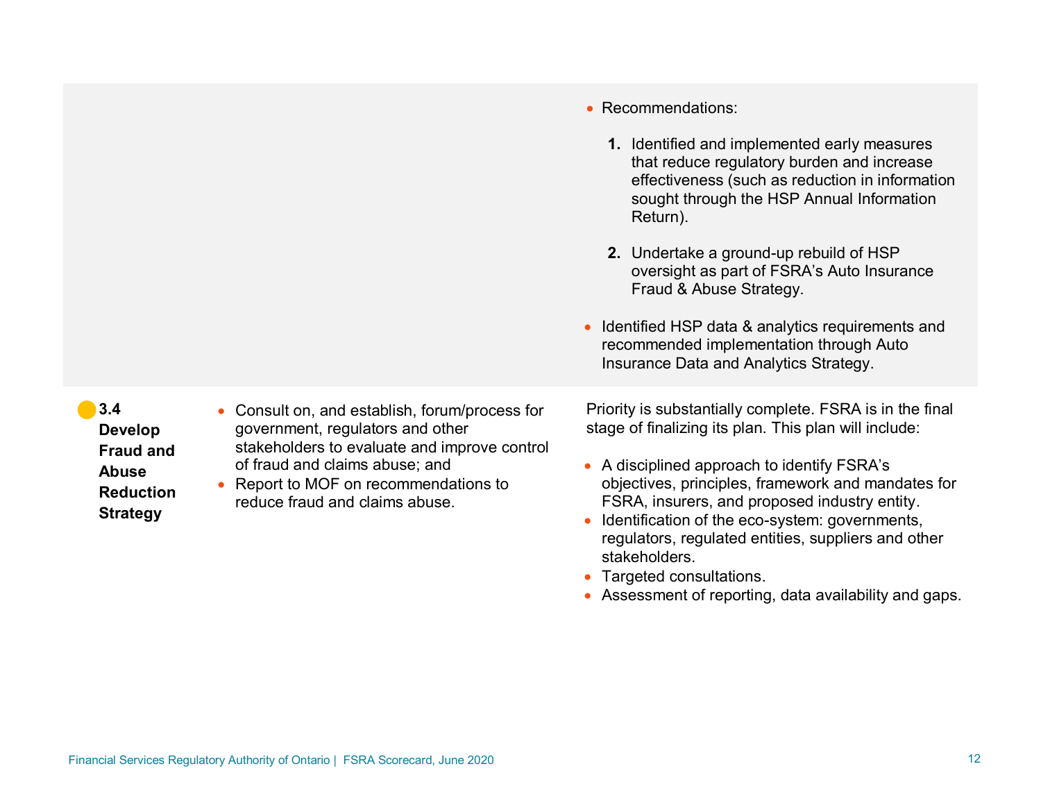| Priority | Deliverables | Status |
|---|---|---|
| | | • Recommendations:<br><br>**1.** Identified and implemented early measures that reduce regulatory burden and increase effectiveness (such as reduction in information sought through the HSP Annual Information Return).<br><br>**2.** Undertake a ground-up rebuild of HSP oversight as part of FSRA's Auto Insurance Fraud & Abuse Strategy.<br><br>• Identified HSP data & analytics requirements and recommended implementation through Auto Insurance Data and Analytics Strategy. |
| **3.4 Develop Fraud and Abuse Reduction Strategy** | • Consult on, and establish, forum/process for government, regulators and other stakeholders to evaluate and improve control of fraud and claims abuse; and<br>• Report to MOF on recommendations to reduce fraud and claims abuse. | Priority is substantially complete. FSRA is in the final stage of finalizing its plan. This plan will include:<br><br>• A disciplined approach to identify FSRA's objectives, principles, framework and mandates for FSRA, insurers, and proposed industry entity.<br>• Identification of the eco-system: governments, regulators, regulated entities, suppliers and other stakeholders.<br>• Targeted consultations.<br>• Assessment of reporting, data availability and gaps. |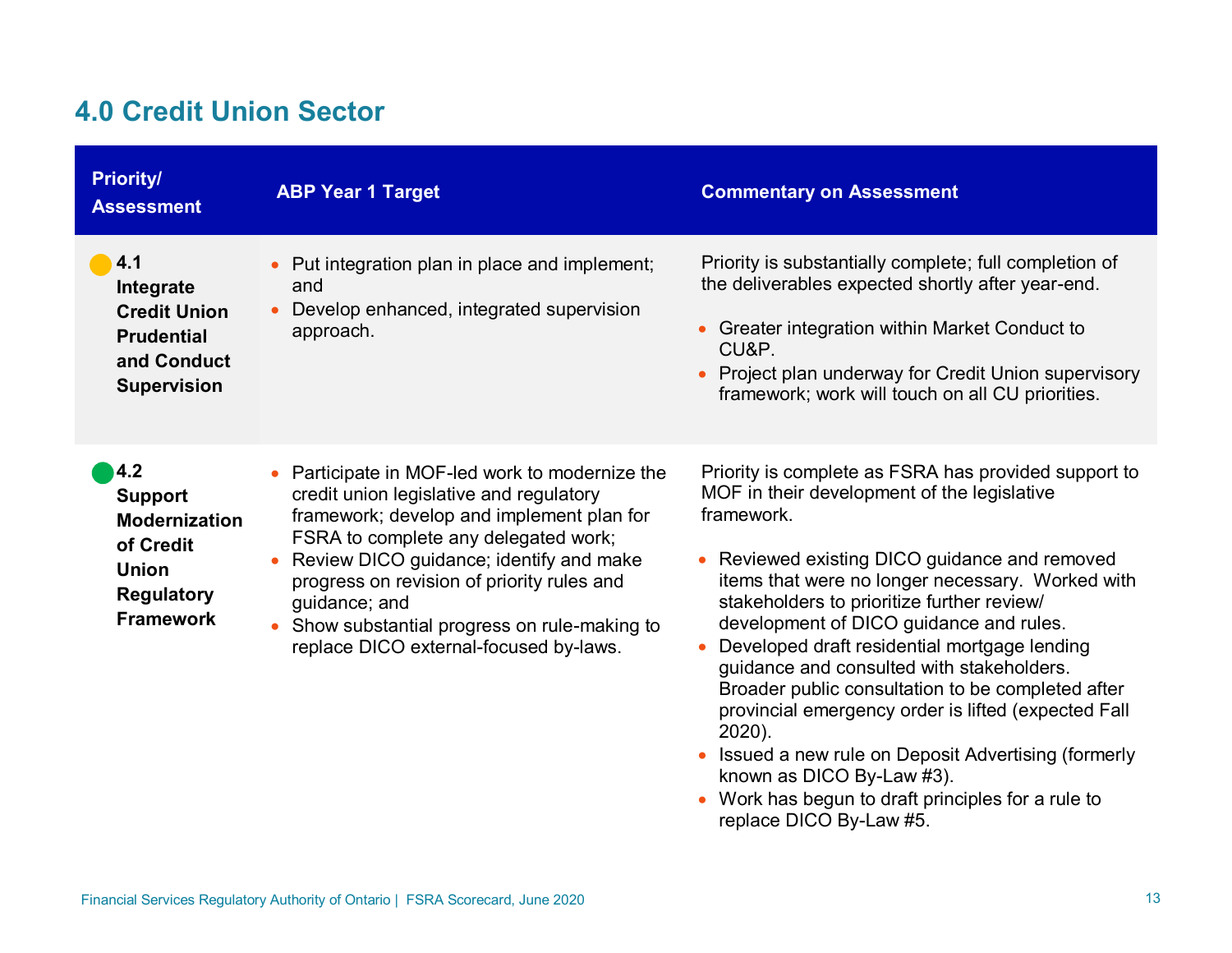## 4.0 Credit Union Sector

| Priority/ Assessment | ABP Year 1 Target | Commentary on Assessment |
|---|---|---|
| **4.1 Integrate Credit Union Prudential and Conduct Supervision** | • Put integration plan in place and implement; and<br>• Develop enhanced, integrated supervision approach. | Priority is substantially complete; full completion of the deliverables expected shortly after year-end.<br><br>• Greater integration within Market Conduct to CU&P.<br>• Project plan underway for Credit Union supervisory framework; work will touch on all CU priorities. |
| **4.2 Support Modernization of Credit Union Regulatory Framework** | • Participate in MOF-led work to modernize the credit union legislative and regulatory framework; develop and implement plan for FSRA to complete any delegated work;<br>• Review DICO guidance; identify and make progress on revision of priority rules and guidance; and<br>• Show substantial progress on rule-making to replace DICO external-focused by-laws. | Priority is complete as FSRA has provided support to MOF in their development of the legislative framework.<br><br>• Reviewed existing DICO guidance and removed items that were no longer necessary. Worked with stakeholders to prioritize further review/ development of DICO guidance and rules.<br>• Developed draft residential mortgage lending guidance and consulted with stakeholders. Broader public consultation to be completed after provincial emergency order is lifted (expected Fall 2020).<br>• Issued a new rule on Deposit Advertising (formerly known as DICO By-Law #3).<br>• Work has begun to draft principles for a rule to replace DICO By-Law #5. |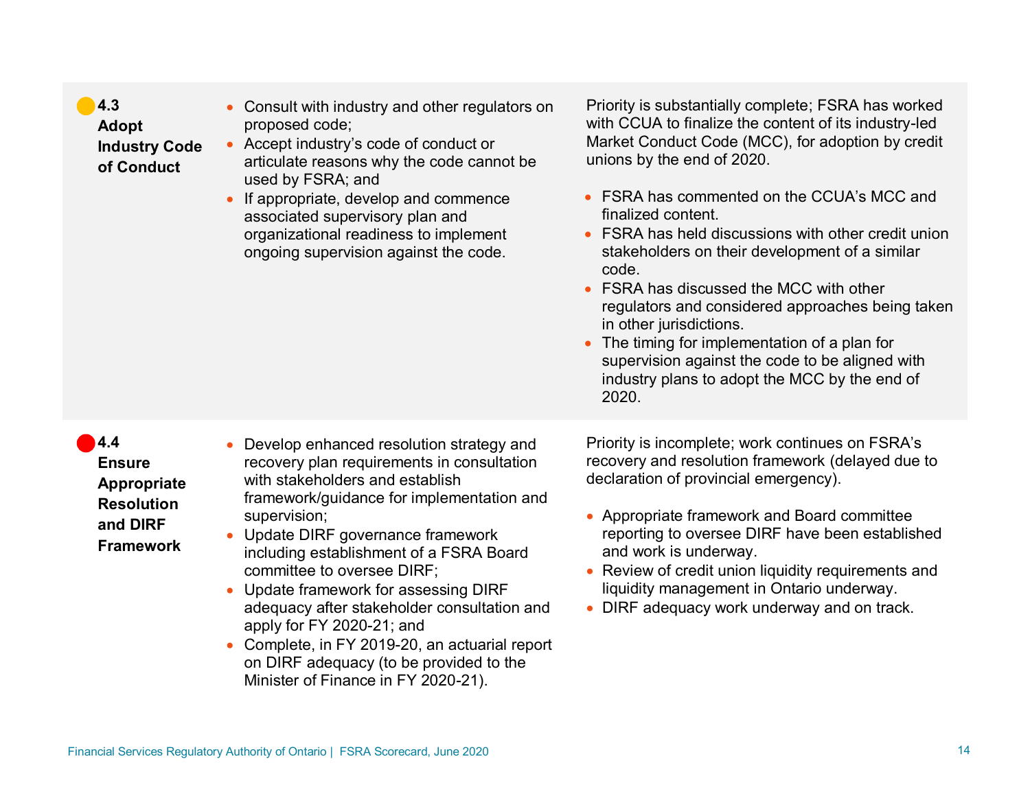| Priority | Actions | Status |
| --- | --- | --- |
| **4.3 Adopt Industry Code of Conduct** | • Consult with industry and other regulators on proposed code;<br>• Accept industry's code of conduct or articulate reasons why the code cannot be used by FSRA; and<br>• If appropriate, develop and commence associated supervisory plan and organizational readiness to implement ongoing supervision against the code. | Priority is substantially complete; FSRA has worked with CCUA to finalize the content of its industry-led Market Conduct Code (MCC), for adoption by credit unions by the end of 2020.<br><br>• FSRA has commented on the CCUA's MCC and finalized content.<br>• FSRA has held discussions with other credit union stakeholders on their development of a similar code.<br>• FSRA has discussed the MCC with other regulators and considered approaches being taken in other jurisdictions.<br>• The timing for implementation of a plan for supervision against the code to be aligned with industry plans to adopt the MCC by the end of 2020. |
| **4.4 Ensure Appropriate Resolution and DIRF Framework** | • Develop enhanced resolution strategy and recovery plan requirements in consultation with stakeholders and establish framework/guidance for implementation and supervision;<br>• Update DIRF governance framework including establishment of a FSRA Board committee to oversee DIRF;<br>• Update framework for assessing DIRF adequacy after stakeholder consultation and apply for FY 2020-21; and<br>• Complete, in FY 2019-20, an actuarial report on DIRF adequacy (to be provided to the Minister of Finance in FY 2020-21). | Priority is incomplete; work continues on FSRA's recovery and resolution framework (delayed due to declaration of provincial emergency).<br><br>• Appropriate framework and Board committee reporting to oversee DIRF have been established and work is underway.<br>• Review of credit union liquidity requirements and liquidity management in Ontario underway.<br>• DIRF adequacy work underway and on track. |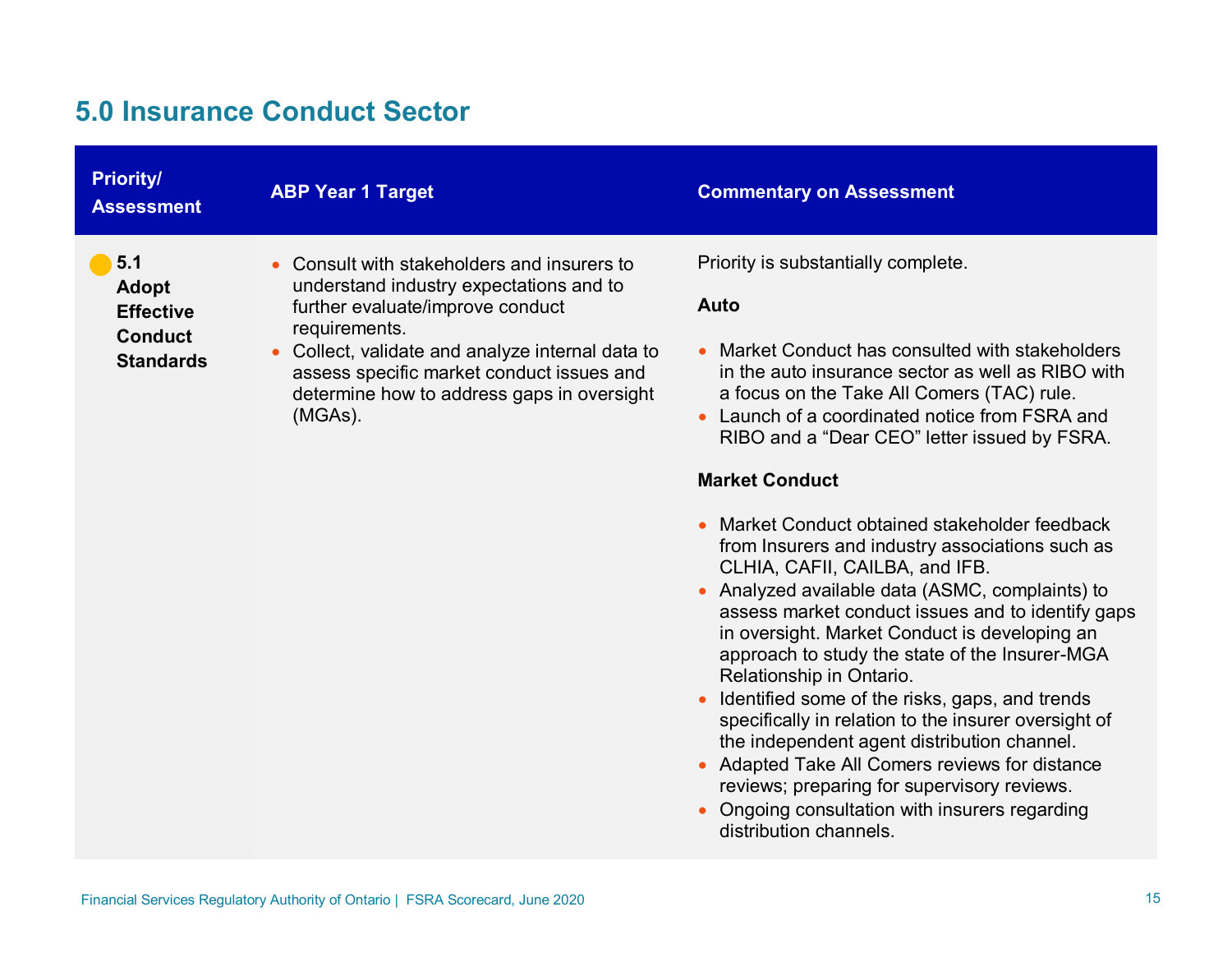## 5.0 Insurance Conduct Sector

| Priority/ Assessment | ABP Year 1 Target | Commentary on Assessment |
|---|---|---|
| **5.1 Adopt Effective Conduct Standards** | • Consult with stakeholders and insurers to understand industry expectations and to further evaluate/improve conduct requirements.<br>• Collect, validate and analyze internal data to assess specific market conduct issues and determine how to address gaps in oversight (MGAs). | Priority is substantially complete.<br><br>**Auto**<br><br>• Market Conduct has consulted with stakeholders in the auto insurance sector as well as RIBO with a focus on the Take All Comers (TAC) rule.<br>• Launch of a coordinated notice from FSRA and RIBO and a "Dear CEO" letter issued by FSRA.<br><br>**Market Conduct**<br><br>• Market Conduct obtained stakeholder feedback from Insurers and industry associations such as CLHIA, CAFII, CAILBA, and IFB.<br>• Analyzed available data (ASMC, complaints) to assess market conduct issues and to identify gaps in oversight. Market Conduct is developing an approach to study the state of the Insurer-MGA Relationship in Ontario.<br>• Identified some of the risks, gaps, and trends specifically in relation to the insurer oversight of the independent agent distribution channel.<br>• Adapted Take All Comers reviews for distance reviews; preparing for supervisory reviews.<br>• Ongoing consultation with insurers regarding distribution channels. |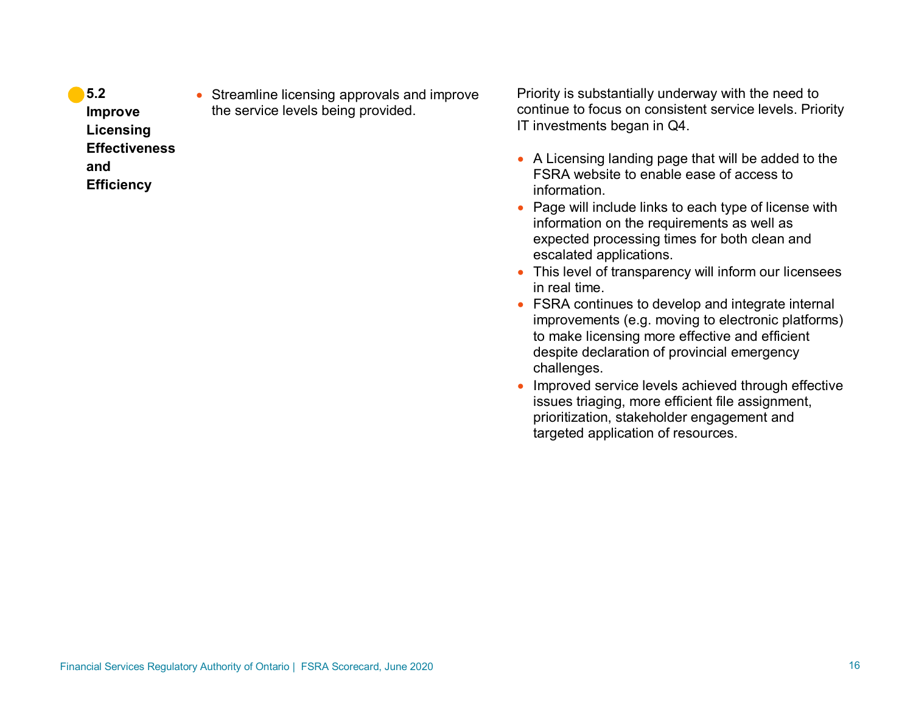| | | |
|---|---|---|
| **5.2 Improve Licensing Effectiveness and Efficiency** | • Streamline licensing approvals and improve the service levels being provided. | Priority is substantially underway with the need to continue to focus on consistent service levels. Priority IT investments began in Q4.<br><br>• A Licensing landing page that will be added to the FSRA website to enable ease of access to information.<br>• Page will include links to each type of license with information on the requirements as well as expected processing times for both clean and escalated applications.<br>• This level of transparency will inform our licensees in real time.<br>• FSRA continues to develop and integrate internal improvements (e.g. moving to electronic platforms) to make licensing more effective and efficient despite declaration of provincial emergency challenges.<br>• Improved service levels achieved through effective issues triaging, more efficient file assignment, prioritization, stakeholder engagement and targeted application of resources. |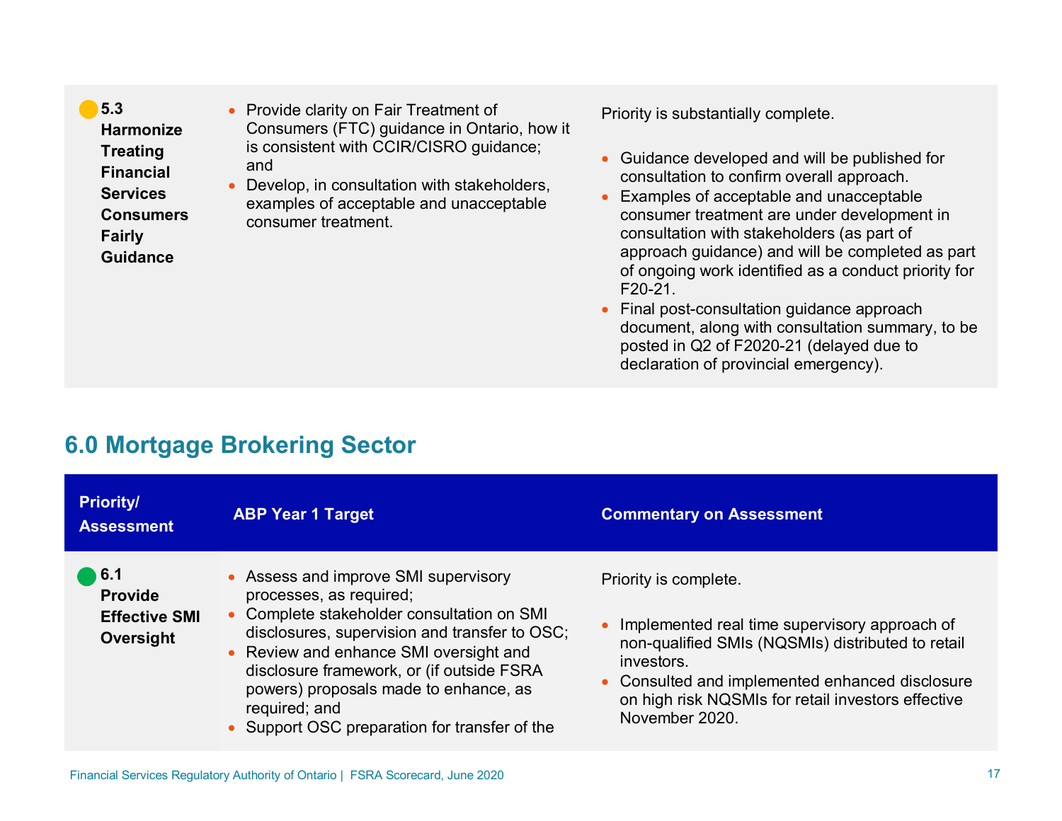| Priority/ Assessment | ABP Year 1 Target | Commentary on Assessment |
|---|---|---|
| 5.3 Harmonize Treating Financial Services Consumers Fairly Guidance | • Provide clarity on Fair Treatment of Consumers (FTC) guidance in Ontario, how it is consistent with CCIR/CISRO guidance; and<br>• Develop, in consultation with stakeholders, examples of acceptable and unacceptable consumer treatment. | Priority is substantially complete.<br><br>• Guidance developed and will be published for consultation to confirm overall approach.<br>• Examples of acceptable and unacceptable consumer treatment are under development in consultation with stakeholders (as part of approach guidance) and will be completed as part of ongoing work identified as a conduct priority for F20-21.<br>• Final post-consultation guidance approach document, along with consultation summary, to be posted in Q2 of F2020-21 (delayed due to declaration of provincial emergency). |

## 6.0 Mortgage Brokering Sector

| Priority/ Assessment | ABP Year 1 Target | Commentary on Assessment |
|---|---|---|
| 6.1 Provide Effective SMI Oversight | • Assess and improve SMI supervisory processes, as required;<br>• Complete stakeholder consultation on SMI disclosures, supervision and transfer to OSC;<br>• Review and enhance SMI oversight and disclosure framework, or (if outside FSRA powers) proposals made to enhance, as required; and<br>• Support OSC preparation for transfer of the | Priority is complete.<br><br>• Implemented real time supervisory approach of non-qualified SMIs (NQSMIs) distributed to retail investors.<br>• Consulted and implemented enhanced disclosure on high risk NQSMIs for retail investors effective November 2020. |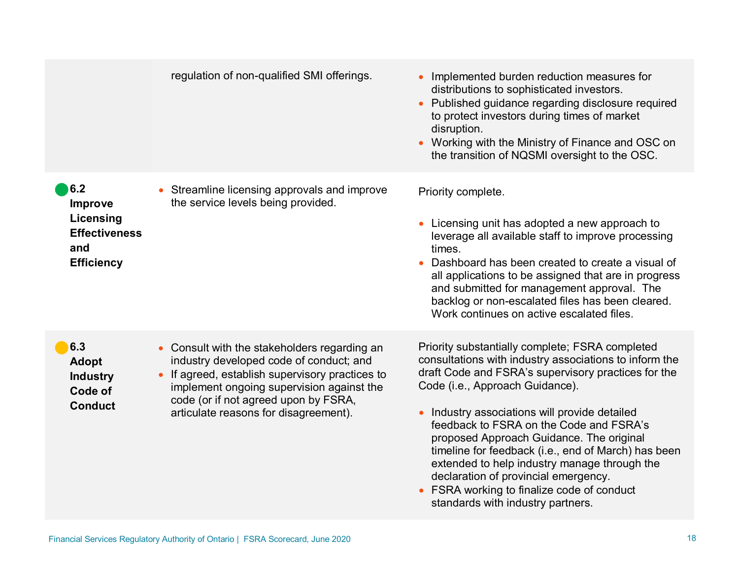| Priority | Description | Status |
|---|---|---|
| | regulation of non-qualified SMI offerings. | • Implemented burden reduction measures for distributions to sophisticated investors.<br>• Published guidance regarding disclosure required to protect investors during times of market disruption.<br>• Working with the Ministry of Finance and OSC on the transition of NQSMI oversight to the OSC. |
| **6.2 Improve Licensing Effectiveness and Efficiency** | • Streamline licensing approvals and improve the service levels being provided. | Priority complete.<br><br>• Licensing unit has adopted a new approach to leverage all available staff to improve processing times.<br>• Dashboard has been created to create a visual of all applications to be assigned that are in progress and submitted for management approval. The backlog or non-escalated files has been cleared. Work continues on active escalated files. |
| **6.3 Adopt Industry Code of Conduct** | • Consult with the stakeholders regarding an industry developed code of conduct; and<br>• If agreed, establish supervisory practices to implement ongoing supervision against the code (or if not agreed upon by FSRA, articulate reasons for disagreement). | Priority substantially complete; FSRA completed consultations with industry associations to inform the draft Code and FSRA's supervisory practices for the Code (i.e., Approach Guidance).<br><br>• Industry associations will provide detailed feedback to FSRA on the Code and FSRA's proposed Approach Guidance. The original timeline for feedback (i.e., end of March) has been extended to help industry manage through the declaration of provincial emergency.<br>• FSRA working to finalize code of conduct standards with industry partners. |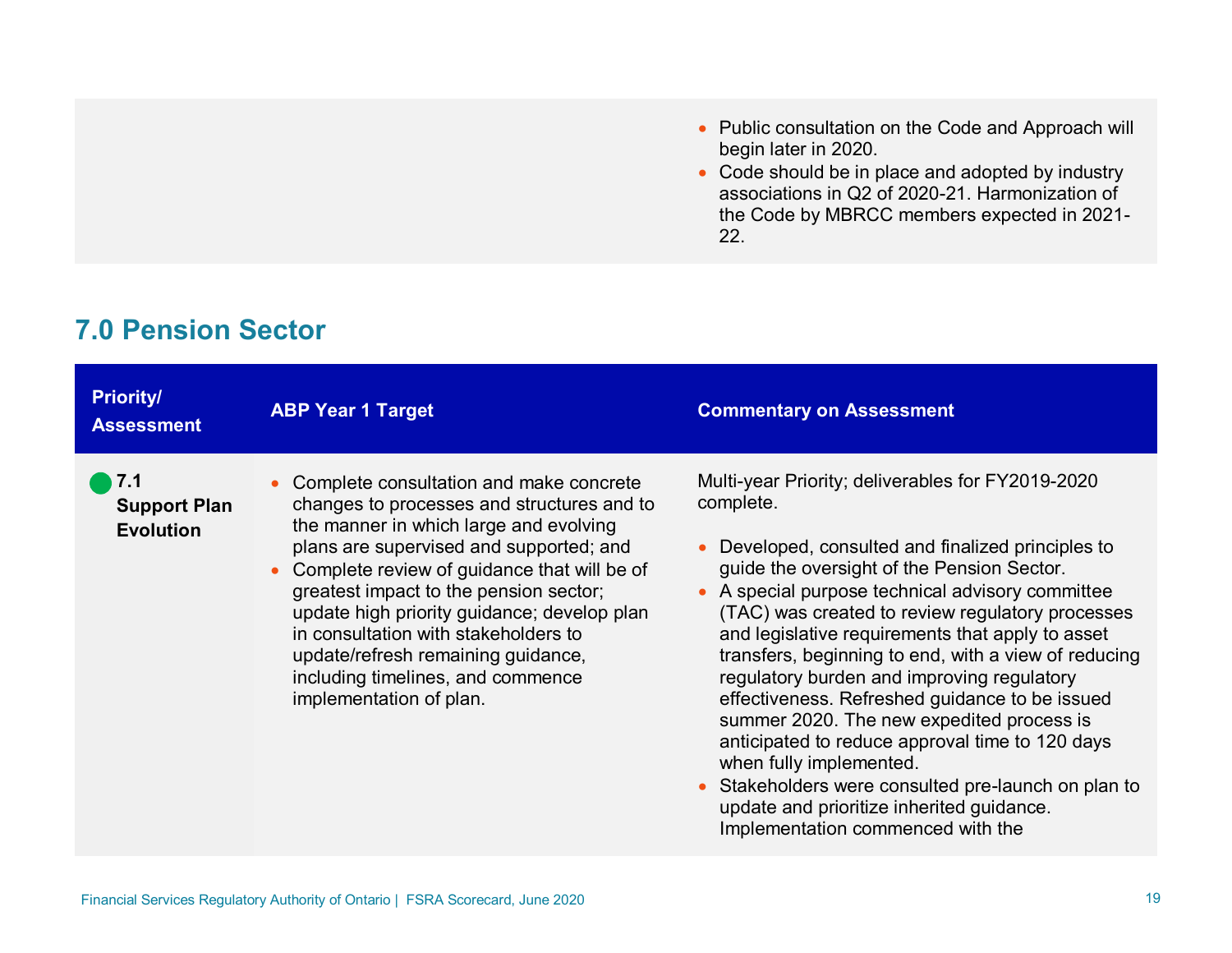| | | |
|---|---|---|
| | | • Public consultation on the Code and Approach will begin later in 2020.<br>• Code should be in place and adopted by industry associations in Q2 of 2020-21. Harmonization of the Code by MBRCC members expected in 2021-22. |

## 7.0 Pension Sector

| Priority/ Assessment | ABP Year 1 Target | Commentary on Assessment |
|---|---|---|
| **7.1 Support Plan Evolution** | • Complete consultation and make concrete changes to processes and structures and to the manner in which large and evolving plans are supervised and supported; and<br>• Complete review of guidance that will be of greatest impact to the pension sector; update high priority guidance; develop plan in consultation with stakeholders to update/refresh remaining guidance, including timelines, and commence implementation of plan. | Multi-year Priority; deliverables for FY2019-2020 complete.<br><br>• Developed, consulted and finalized principles to guide the oversight of the Pension Sector.<br>• A special purpose technical advisory committee (TAC) was created to review regulatory processes and legislative requirements that apply to asset transfers, beginning to end, with a view of reducing regulatory burden and improving regulatory effectiveness. Refreshed guidance to be issued summer 2020. The new expedited process is anticipated to reduce approval time to 120 days when fully implemented.<br>• Stakeholders were consulted pre-launch on plan to update and prioritize inherited guidance. Implementation commenced with the |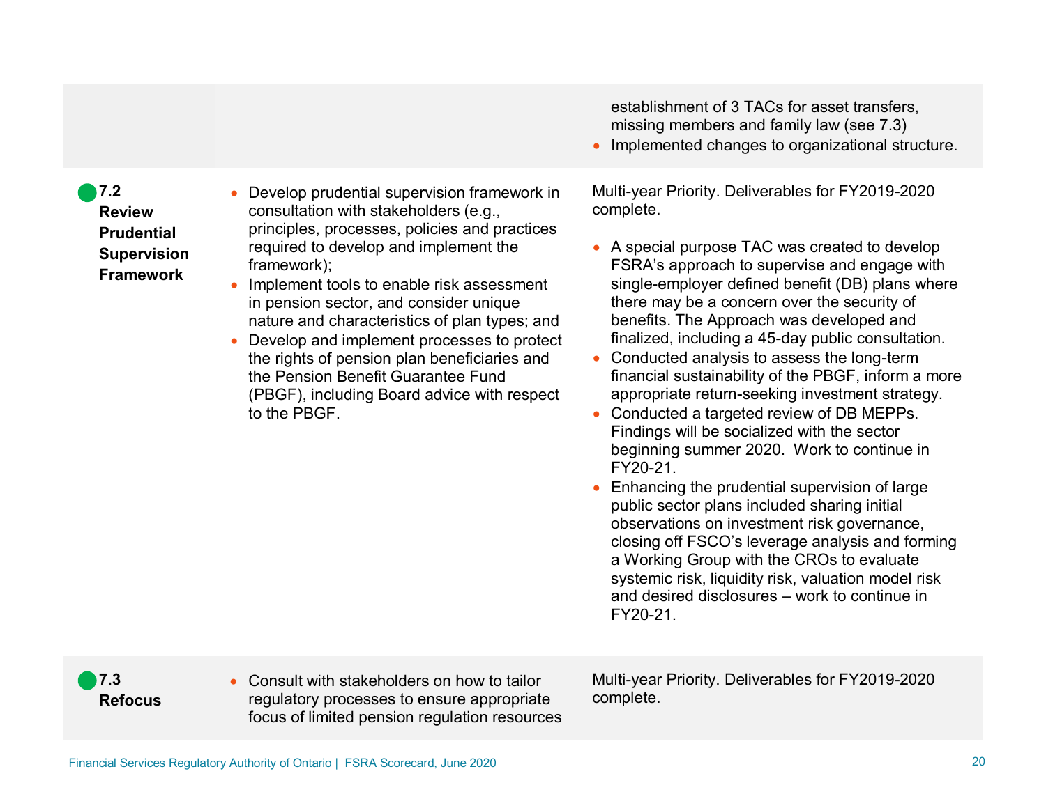| | | |
|---|---|---|
| | | establishment of 3 TACs for asset transfers, missing members and family law (see 7.3)<br>• Implemented changes to organizational structure. |
| **7.2 Review Prudential Supervision Framework** | • Develop prudential supervision framework in consultation with stakeholders (e.g., principles, processes, policies and practices required to develop and implement the framework);<br>• Implement tools to enable risk assessment in pension sector, and consider unique nature and characteristics of plan types; and<br>• Develop and implement processes to protect the rights of pension plan beneficiaries and the Pension Benefit Guarantee Fund (PBGF), including Board advice with respect to the PBGF. | Multi-year Priority. Deliverables for FY2019-2020 complete.<br><br>• A special purpose TAC was created to develop FSRA's approach to supervise and engage with single-employer defined benefit (DB) plans where there may be a concern over the security of benefits. The Approach was developed and finalized, including a 45-day public consultation.<br>• Conducted analysis to assess the long-term financial sustainability of the PBGF, inform a more appropriate return-seeking investment strategy.<br>• Conducted a targeted review of DB MEPPs. Findings will be socialized with the sector beginning summer 2020. Work to continue in FY20-21.<br>• Enhancing the prudential supervision of large public sector plans included sharing initial observations on investment risk governance, closing off FSCO's leverage analysis and forming a Working Group with the CROs to evaluate systemic risk, liquidity risk, valuation model risk and desired disclosures – work to continue in FY20-21. |
| **7.3 Refocus** | • Consult with stakeholders on how to tailor regulatory processes to ensure appropriate focus of limited pension regulation resources | Multi-year Priority. Deliverables for FY2019-2020 complete. |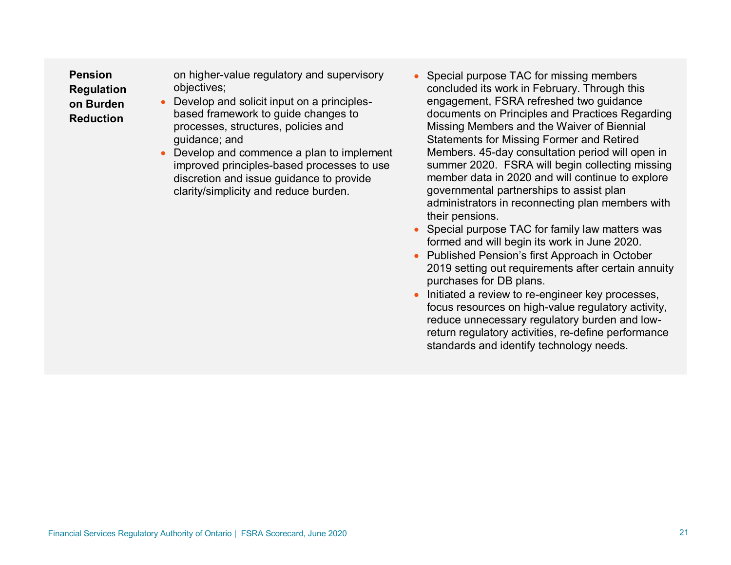| | | |
|---|---|---|
| **Pension Regulation on Burden Reduction** | on higher-value regulatory and supervisory objectives;<br>• Develop and solicit input on a principles-based framework to guide changes to processes, structures, policies and guidance; and<br>• Develop and commence a plan to implement improved principles-based processes to use discretion and issue guidance to provide clarity/simplicity and reduce burden. | • Special purpose TAC for missing members concluded its work in February. Through this engagement, FSRA refreshed two guidance documents on Principles and Practices Regarding Missing Members and the Waiver of Biennial Statements for Missing Former and Retired Members. 45-day consultation period will open in summer 2020. FSRA will begin collecting missing member data in 2020 and will continue to explore governmental partnerships to assist plan administrators in reconnecting plan members with their pensions.<br>• Special purpose TAC for family law matters was formed and will begin its work in June 2020.<br>• Published Pension's first Approach in October 2019 setting out requirements after certain annuity purchases for DB plans.<br>• Initiated a review to re-engineer key processes, focus resources on high-value regulatory activity, reduce unnecessary regulatory burden and low-return regulatory activities, re-define performance standards and identify technology needs. |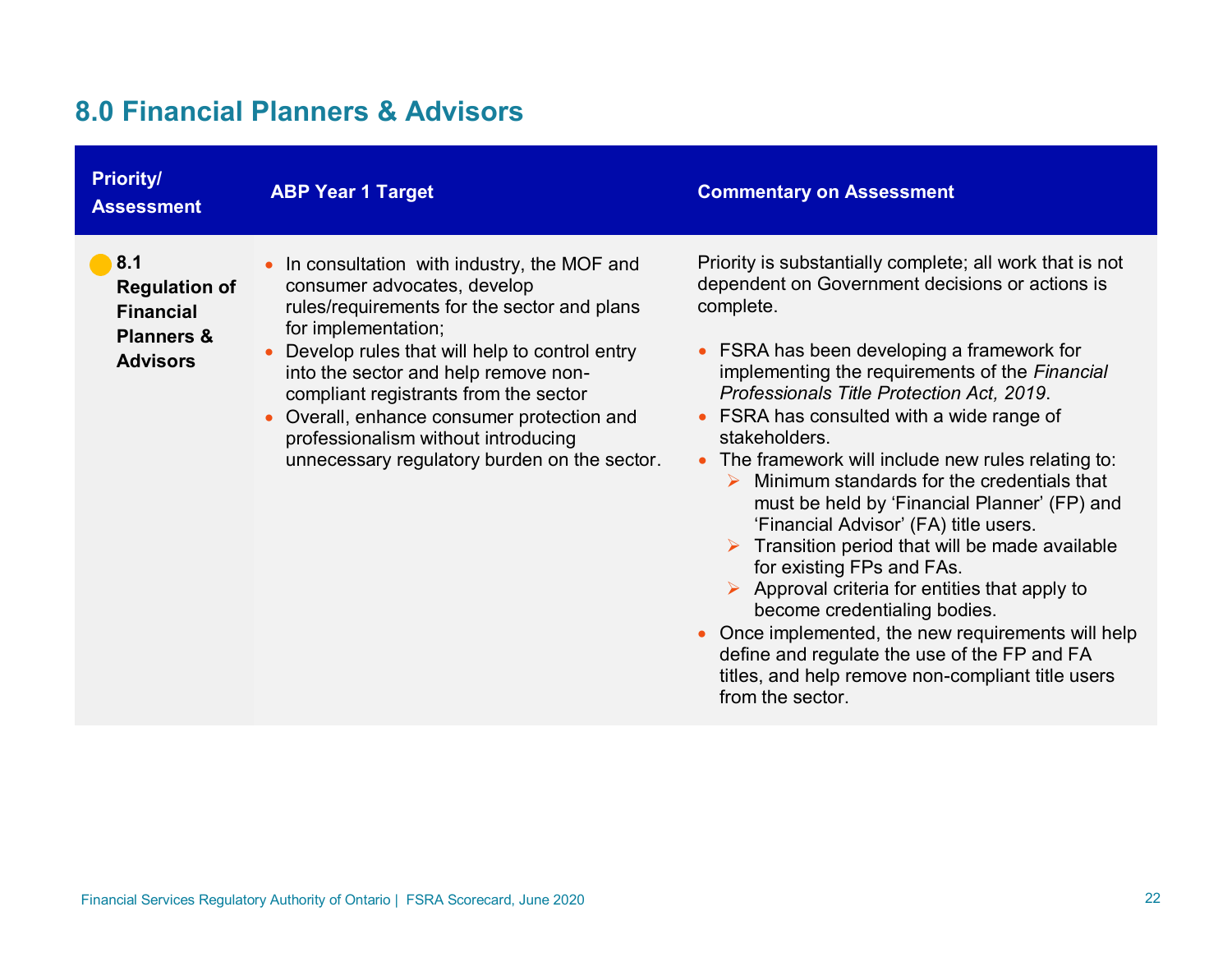## 8.0 Financial Planners & Advisors

| Priority/ Assessment | ABP Year 1 Target | Commentary on Assessment |
|---|---|---|
| **8.1 Regulation of Financial Planners & Advisors** | • In consultation with industry, the MOF and consumer advocates, develop rules/requirements for the sector and plans for implementation;<br>• Develop rules that will help to control entry into the sector and help remove non-compliant registrants from the sector<br>• Overall, enhance consumer protection and professionalism without introducing unnecessary regulatory burden on the sector. | Priority is substantially complete; all work that is not dependent on Government decisions or actions is complete.<br><br>• FSRA has been developing a framework for implementing the requirements of the *Financial Professionals Title Protection Act, 2019*.<br>• FSRA has consulted with a wide range of stakeholders.<br>• The framework will include new rules relating to:<br>➢ Minimum standards for the credentials that must be held by 'Financial Planner' (FP) and 'Financial Advisor' (FA) title users.<br>➢ Transition period that will be made available for existing FPs and FAs.<br>➢ Approval criteria for entities that apply to become credentialing bodies.<br>• Once implemented, the new requirements will help define and regulate the use of the FP and FA titles, and help remove non-compliant title users from the sector. |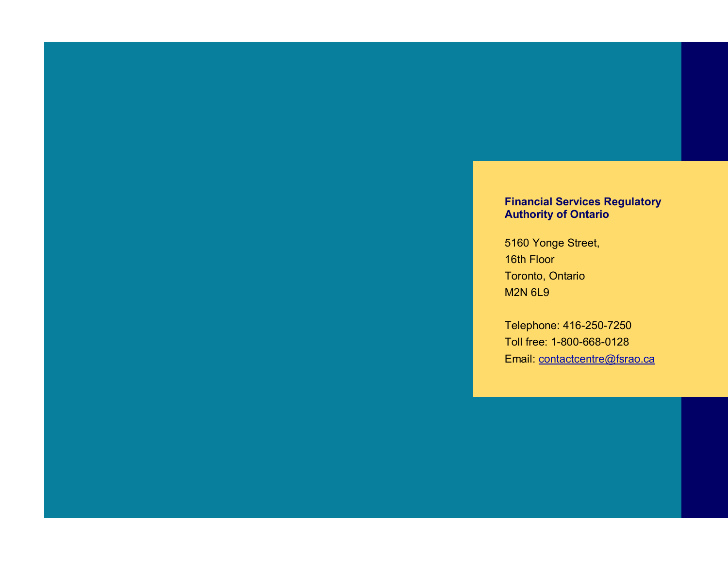**Financial Services Regulatory Authority of Ontario**

5160 Yonge Street,
16th Floor
Toronto, Ontario
M2N 6L9

Telephone: 416-250-7250
Toll free: 1-800-668-0128
Email: contactcentre@fsrao.ca